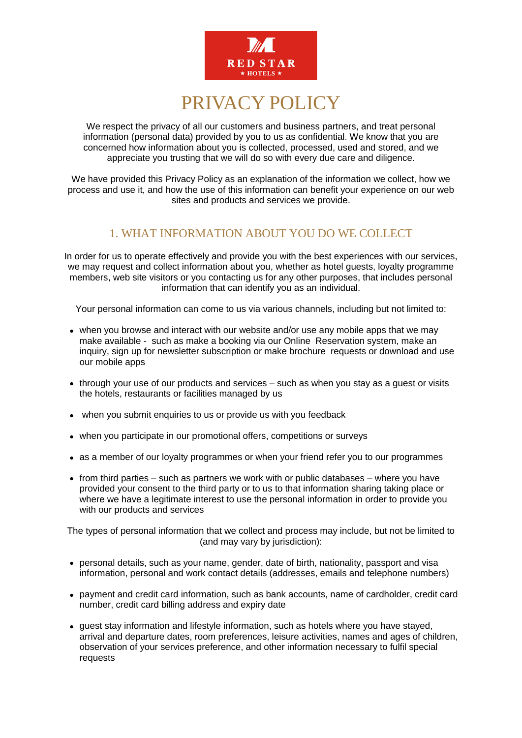RED STAR

★ HOTELS ★

# PRIVACY POLICY

We respect the privacy of all our customers and business partners, and treat personal information (personal data) provided by you to us as confidential. We know that you are concerned how information about you is collected, processed, used and stored, and we appreciate you trusting that we will do so with every due care and diligence.

We have provided this Privacy Policy as an explanation of the information we collect, how we process and use it, and how the use of this information can benefit your experience on our web sites and products and services we provide.

## 1. WHAT INFORMATION ABOUT YOU DO WE COLLECT

In order for us to operate effectively and provide you with the best experiences with our services, we may request and collect information about you, whether as hotel guests, loyalty programme members, web site visitors or you contacting us for any other purposes, that includes personal information that can identify you as an individual.

Your personal information can come to us via various channels, including but not limited to:

- when you browse and interact with our website and/or use any mobile apps that we may make available - such as make a booking via our Online Reservation system, make an inquiry, sign up for newsletter subscription or make brochure requests or download and use our mobile apps
- through your use of our products and services – such as when you stay as a guest or visits the hotels, restaurants or facilities managed by us
- when you submit enquiries to us or provide us with you feedback
- when you participate in our promotional offers, competitions or surveys
- as a member of our loyalty programmes or when your friend refer you to our programmes
- from third parties – such as partners we work with or public databases – where you have provided your consent to the third party or to us to that information sharing taking place or where we have a legitimate interest to use the personal information in order to provide you with our products and services

The types of personal information that we collect and process may include, but not be limited to (and may vary by jurisdiction):

- personal details, such as your name, gender, date of birth, nationality, passport and visa information, personal and work contact details (addresses, emails and telephone numbers)
- payment and credit card information, such as bank accounts, name of cardholder, credit card number, credit card billing address and expiry date
- guest stay information and lifestyle information, such as hotels where you have stayed, arrival and departure dates, room preferences, leisure activities, names and ages of children, observation of your services preference, and other information necessary to fulfil special requests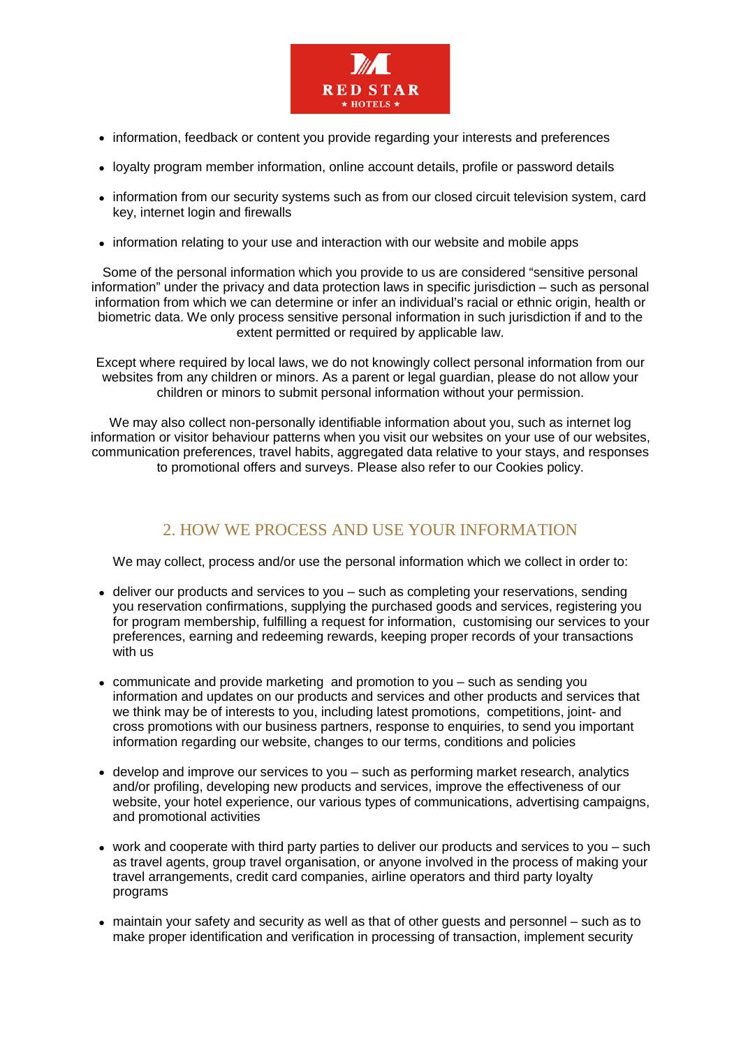- information, feedback or content you provide regarding your interests and preferences
- loyalty program member information, online account details, profile or password details
- information from our security systems such as from our closed circuit television system, card key, internet login and firewalls
- information relating to your use and interaction with our website and mobile apps

Some of the personal information which you provide to us are considered “sensitive personal information” under the privacy and data protection laws in specific jurisdiction – such as personal information from which we can determine or infer an individual’s racial or ethnic origin, health or biometric data. We only process sensitive personal information in such jurisdiction if and to the extent permitted or required by applicable law.

Except where required by local laws, we do not knowingly collect personal information from our websites from any children or minors. As a parent or legal guardian, please do not allow your children or minors to submit personal information without your permission.

We may also collect non-personally identifiable information about you, such as internet log information or visitor behaviour patterns when you visit our websites on your use of our websites, communication preferences, travel habits, aggregated data relative to your stays, and responses to promotional offers and surveys. Please also refer to our Cookies policy.

## 2. HOW WE PROCESS AND USE YOUR INFORMATION

We may collect, process and/or use the personal information which we collect in order to:

- deliver our products and services to you – such as completing your reservations, sending you reservation confirmations, supplying the purchased goods and services, registering you for program membership, fulfilling a request for information, customising our services to your preferences, earning and redeeming rewards, keeping proper records of your transactions with us
- communicate and provide marketing and promotion to you – such as sending you information and updates on our products and services and other products and services that we think may be of interests to you, including latest promotions, competitions, joint- and cross promotions with our business partners, response to enquiries, to send you important information regarding our website, changes to our terms, conditions and policies
- develop and improve our services to you – such as performing market research, analytics and/or profiling, developing new products and services, improve the effectiveness of our website, your hotel experience, our various types of communications, advertising campaigns, and promotional activities
- work and cooperate with third party parties to deliver our products and services to you – such as travel agents, group travel organisation, or anyone involved in the process of making your travel arrangements, credit card companies, airline operators and third party loyalty programs
- maintain your safety and security as well as that of other guests and personnel – such as to make proper identification and verification in processing of transaction, implement security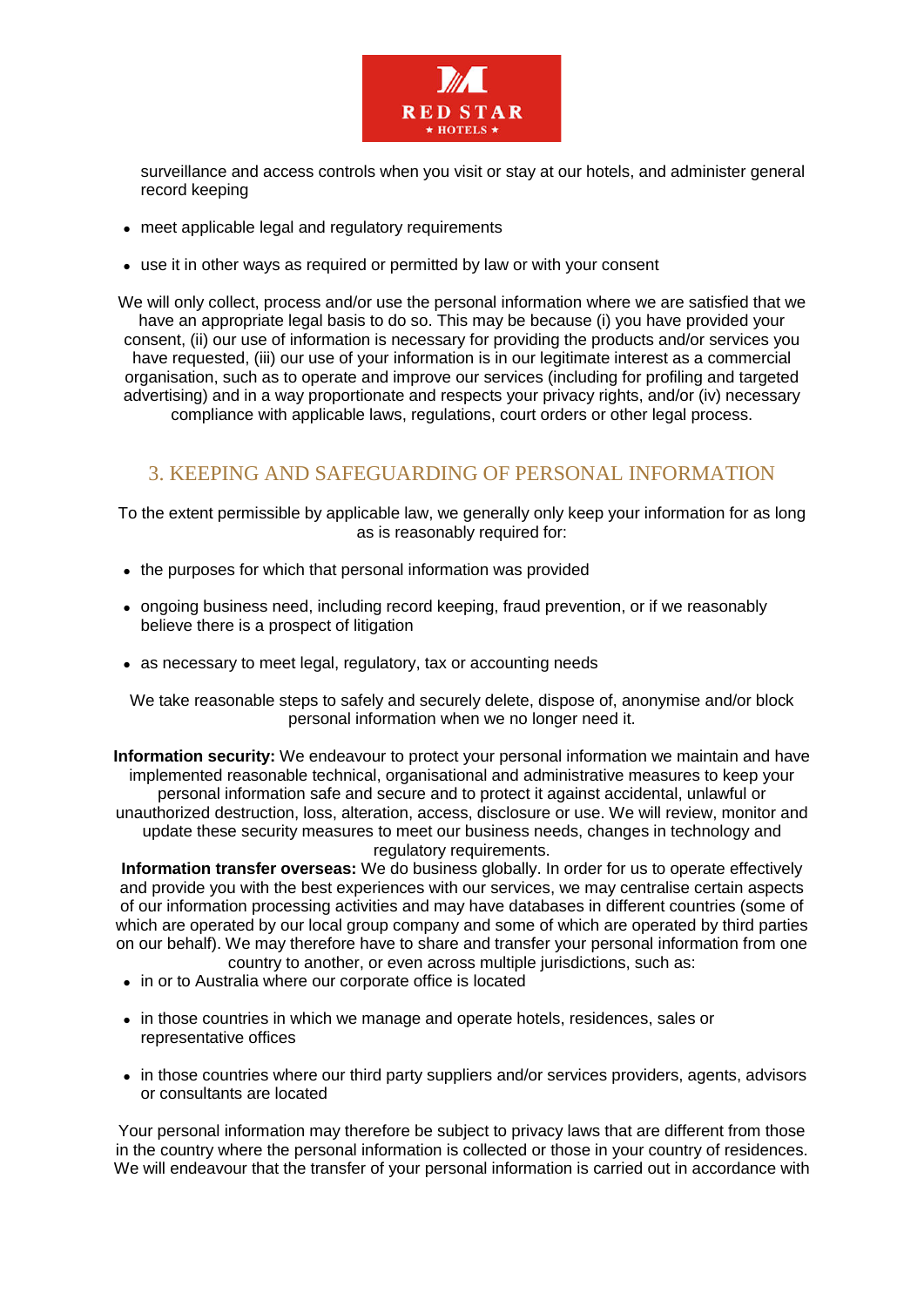surveillance and access controls when you visit or stay at our hotels, and administer general record keeping

- meet applicable legal and regulatory requirements
- use it in other ways as required or permitted by law or with your consent

We will only collect, process and/or use the personal information where we are satisfied that we have an appropriate legal basis to do so. This may be because (i) you have provided your consent, (ii) our use of information is necessary for providing the products and/or services you have requested, (iii) our use of your information is in our legitimate interest as a commercial organisation, such as to operate and improve our services (including for profiling and targeted advertising) and in a way proportionate and respects your privacy rights, and/or (iv) necessary compliance with applicable laws, regulations, court orders or other legal process.

## 3. KEEPING AND SAFEGUARDING OF PERSONAL INFORMATION

To the extent permissible by applicable law, we generally only keep your information for as long as is reasonably required for:

- the purposes for which that personal information was provided
- ongoing business need, including record keeping, fraud prevention, or if we reasonably believe there is a prospect of litigation
- as necessary to meet legal, regulatory, tax or accounting needs

We take reasonable steps to safely and securely delete, dispose of, anonymise and/or block personal information when we no longer need it.

**Information security:** We endeavour to protect your personal information we maintain and have implemented reasonable technical, organisational and administrative measures to keep your personal information safe and secure and to protect it against accidental, unlawful or unauthorized destruction, loss, alteration, access, disclosure or use. We will review, monitor and update these security measures to meet our business needs, changes in technology and regulatory requirements.

**Information transfer overseas:** We do business globally. In order for us to operate effectively and provide you with the best experiences with our services, we may centralise certain aspects of our information processing activities and may have databases in different countries (some of which are operated by our local group company and some of which are operated by third parties on our behalf). We may therefore have to share and transfer your personal information from one country to another, or even across multiple jurisdictions, such as:

- in or to Australia where our corporate office is located
- in those countries in which we manage and operate hotels, residences, sales or representative offices
- in those countries where our third party suppliers and/or services providers, agents, advisors or consultants are located

Your personal information may therefore be subject to privacy laws that are different from those in the country where the personal information is collected or those in your country of residences. We will endeavour that the transfer of your personal information is carried out in accordance with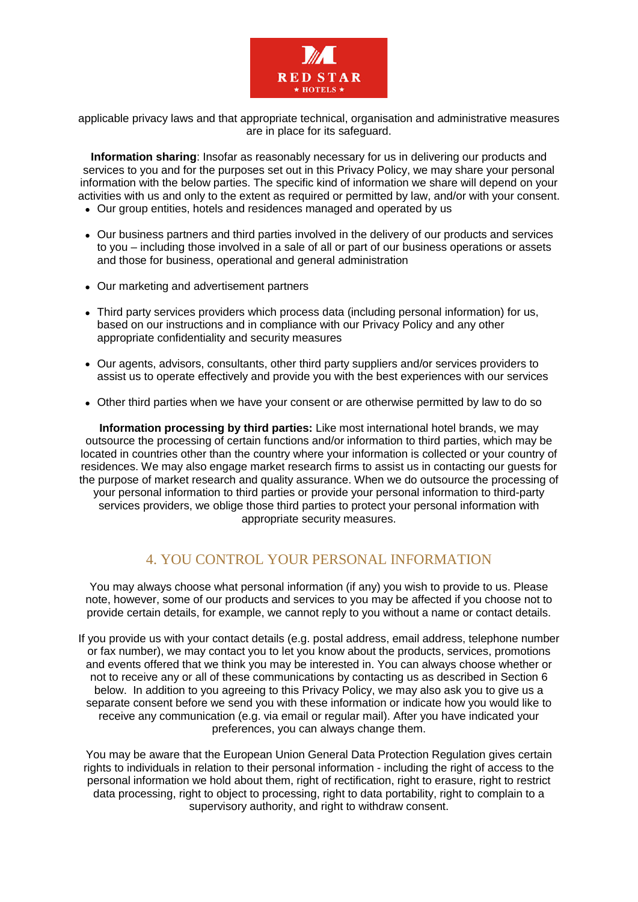applicable privacy laws and that appropriate technical, organisation and administrative measures are in place for its safeguard.

**Information sharing**: Insofar as reasonably necessary for us in delivering our products and services to you and for the purposes set out in this Privacy Policy, we may share your personal information with the below parties. The specific kind of information we share will depend on your activities with us and only to the extent as required or permitted by law, and/or with your consent.

- Our group entities, hotels and residences managed and operated by us
- Our business partners and third parties involved in the delivery of our products and services to you – including those involved in a sale of all or part of our business operations or assets and those for business, operational and general administration
- Our marketing and advertisement partners
- Third party services providers which process data (including personal information) for us, based on our instructions and in compliance with our Privacy Policy and any other appropriate confidentiality and security measures
- Our agents, advisors, consultants, other third party suppliers and/or services providers to assist us to operate effectively and provide you with the best experiences with our services
- Other third parties when we have your consent or are otherwise permitted by law to do so

**Information processing by third parties:** Like most international hotel brands, we may outsource the processing of certain functions and/or information to third parties, which may be located in countries other than the country where your information is collected or your country of residences. We may also engage market research firms to assist us in contacting our guests for the purpose of market research and quality assurance. When we do outsource the processing of your personal information to third parties or provide your personal information to third-party services providers, we oblige those third parties to protect your personal information with appropriate security measures.

## 4. YOU CONTROL YOUR PERSONAL INFORMATION

You may always choose what personal information (if any) you wish to provide to us. Please note, however, some of our products and services to you may be affected if you choose not to provide certain details, for example, we cannot reply to you without a name or contact details.

If you provide us with your contact details (e.g. postal address, email address, telephone number or fax number), we may contact you to let you know about the products, services, promotions and events offered that we think you may be interested in. You can always choose whether or not to receive any or all of these communications by contacting us as described in Section 6 below. In addition to you agreeing to this Privacy Policy, we may also ask you to give us a separate consent before we send you with these information or indicate how you would like to receive any communication (e.g. via email or regular mail). After you have indicated your preferences, you can always change them.

You may be aware that the European Union General Data Protection Regulation gives certain rights to individuals in relation to their personal information - including the right of access to the personal information we hold about them, right of rectification, right to erasure, right to restrict data processing, right to object to processing, right to data portability, right to complain to a supervisory authority, and right to withdraw consent.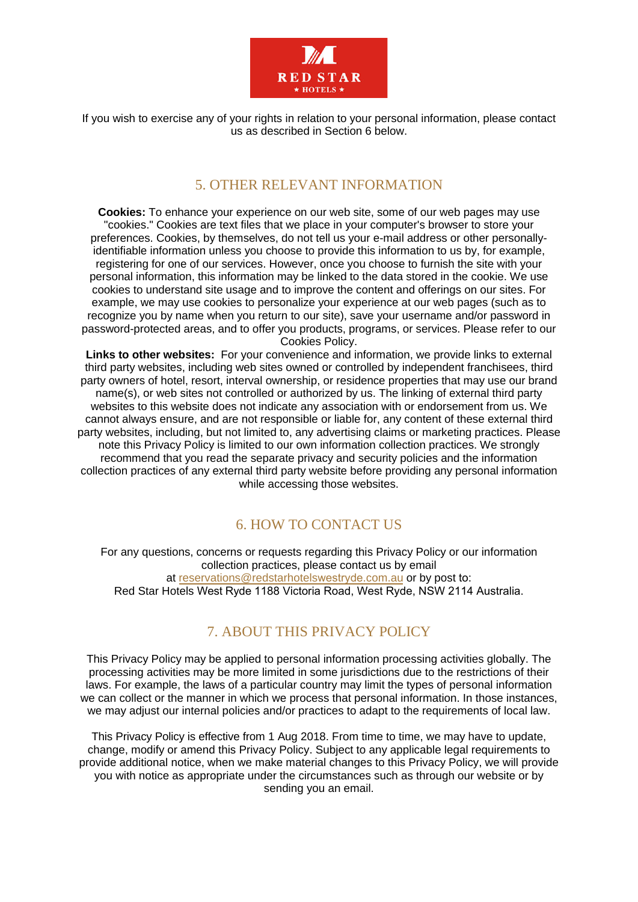If you wish to exercise any of your rights in relation to your personal information, please contact us as described in Section 6 below.

## 5. OTHER RELEVANT INFORMATION

**Cookies:** To enhance your experience on our web site, some of our web pages may use "cookies." Cookies are text files that we place in your computer's browser to store your preferences. Cookies, by themselves, do not tell us your e-mail address or other personally-identifiable information unless you choose to provide this information to us by, for example, registering for one of our services. However, once you choose to furnish the site with your personal information, this information may be linked to the data stored in the cookie. We use cookies to understand site usage and to improve the content and offerings on our sites. For example, we may use cookies to personalize your experience at our web pages (such as to recognize you by name when you return to our site), save your username and/or password in password-protected areas, and to offer you products, programs, or services. Please refer to our Cookies Policy.

**Links to other websites:** For your convenience and information, we provide links to external third party websites, including web sites owned or controlled by independent franchisees, third party owners of hotel, resort, interval ownership, or residence properties that may use our brand name(s), or web sites not controlled or authorized by us. The linking of external third party websites to this website does not indicate any association with or endorsement from us. We cannot always ensure, and are not responsible or liable for, any content of these external third party websites, including, but not limited to, any advertising claims or marketing practices. Please note this Privacy Policy is limited to our own information collection practices. We strongly recommend that you read the separate privacy and security policies and the information collection practices of any external third party website before providing any personal information while accessing those websites.

## 6. HOW TO CONTACT US

For any questions, concerns or requests regarding this Privacy Policy or our information collection practices, please contact us by email at reservations@redstarhotelswestryde.com.au or by post to:
Red Star Hotels West Ryde 1188 Victoria Road, West Ryde, NSW 2114 Australia.

## 7. ABOUT THIS PRIVACY POLICY

This Privacy Policy may be applied to personal information processing activities globally. The processing activities may be more limited in some jurisdictions due to the restrictions of their laws. For example, the laws of a particular country may limit the types of personal information we can collect or the manner in which we process that personal information. In those instances, we may adjust our internal policies and/or practices to adapt to the requirements of local law.

This Privacy Policy is effective from 1 Aug 2018. From time to time, we may have to update, change, modify or amend this Privacy Policy. Subject to any applicable legal requirements to provide additional notice, when we make material changes to this Privacy Policy, we will provide you with notice as appropriate under the circumstances such as through our website or by sending you an email.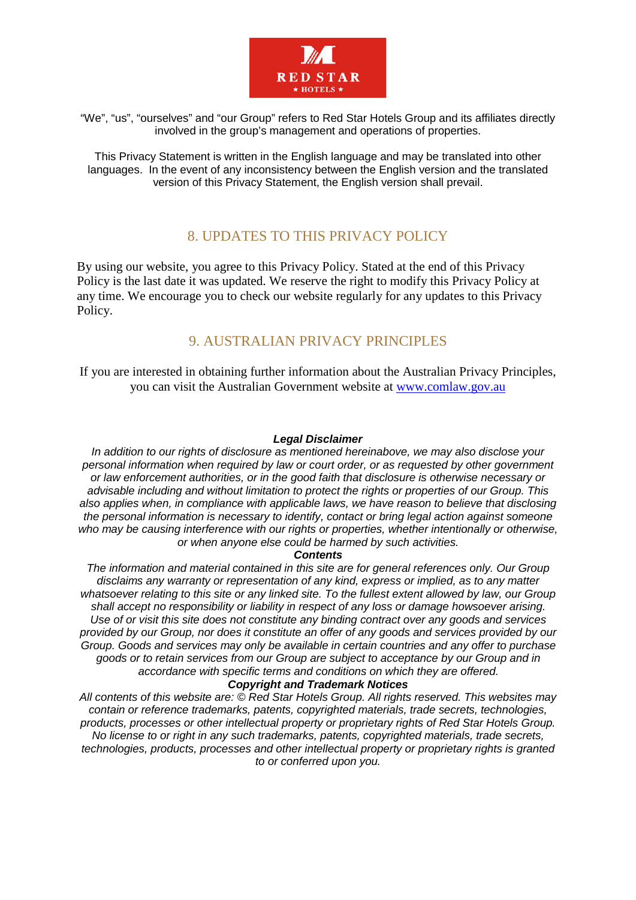“We”, “us”, “ourselves” and “our Group” refers to Red Star Hotels Group and its affiliates directly involved in the group’s management and operations of properties.

This Privacy Statement is written in the English language and may be translated into other languages. In the event of any inconsistency between the English version and the translated version of this Privacy Statement, the English version shall prevail.

## 8. UPDATES TO THIS PRIVACY POLICY

By using our website, you agree to this Privacy Policy. Stated at the end of this Privacy Policy is the last date it was updated. We reserve the right to modify this Privacy Policy at any time. We encourage you to check our website regularly for any updates to this Privacy Policy.

## 9. AUSTRALIAN PRIVACY PRINCIPLES

If you are interested in obtaining further information about the Australian Privacy Principles, you can visit the Australian Government website at [www.comlaw.gov.au](http://www.comlaw.gov.au)

***Legal Disclaimer***

*In addition to our rights of disclosure as mentioned hereinabove, we may also disclose your personal information when required by law or court order, or as requested by other government or law enforcement authorities, or in the good faith that disclosure is otherwise necessary or advisable including and without limitation to protect the rights or properties of our Group. This also applies when, in compliance with applicable laws, we have reason to believe that disclosing the personal information is necessary to identify, contact or bring legal action against someone who may be causing interference with our rights or properties, whether intentionally or otherwise, or when anyone else could be harmed by such activities.*

***Contents***

*The information and material contained in this site are for general references only. Our Group disclaims any warranty or representation of any kind, express or implied, as to any matter whatsoever relating to this site or any linked site. To the fullest extent allowed by law, our Group shall accept no responsibility or liability in respect of any loss or damage howsoever arising. Use of or visit this site does not constitute any binding contract over any goods and services provided by our Group, nor does it constitute an offer of any goods and services provided by our Group. Goods and services may only be available in certain countries and any offer to purchase goods or to retain services from our Group are subject to acceptance by our Group and in accordance with specific terms and conditions on which they are offered.*

***Copyright and Trademark Notices***

*All contents of this website are: © Red Star Hotels Group. All rights reserved. This websites may contain or reference trademarks, patents, copyrighted materials, trade secrets, technologies, products, processes or other intellectual property or proprietary rights of Red Star Hotels Group. No license to or right in any such trademarks, patents, copyrighted materials, trade secrets, technologies, products, processes and other intellectual property or proprietary rights is granted to or conferred upon you.*